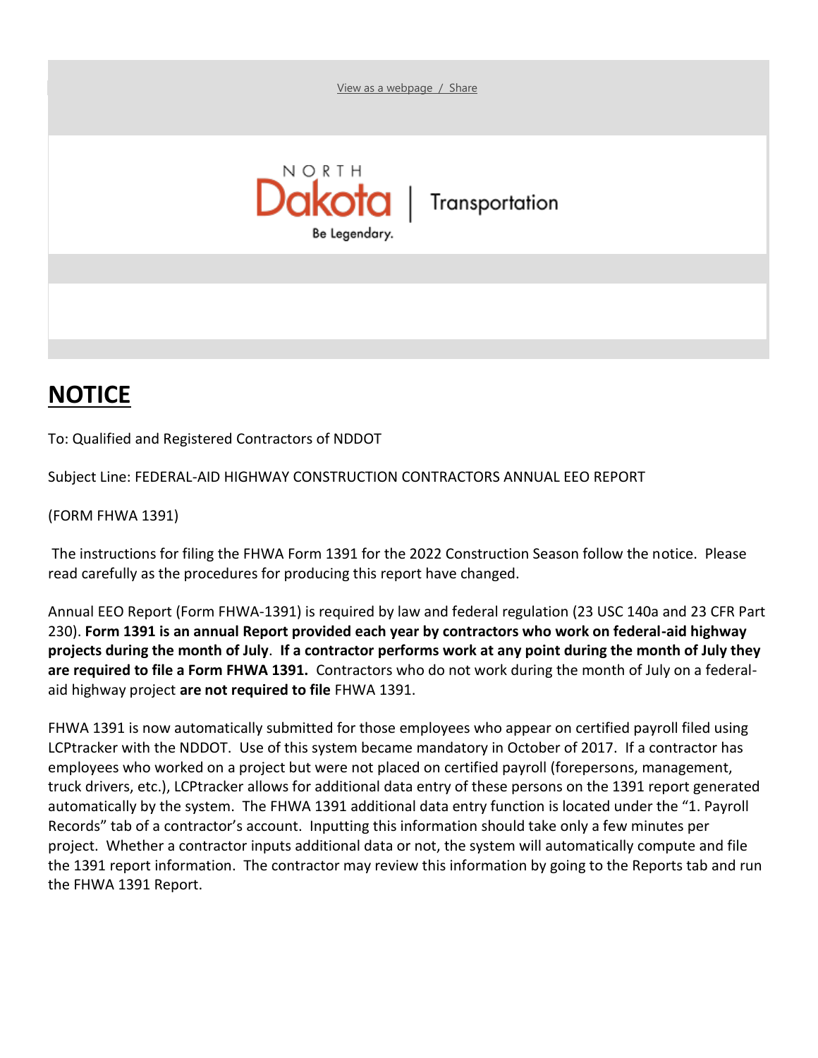View as a webpage / Share

NORTH Dakota | Transportation

Be Legendary.

# NOTICE

To: Qualified and Registered Contractors of NDDOT

Subject Line: FEDERAL-AID HIGHWAY CONSTRUCTION CONTRACTORS ANNUAL EEO REPORT

(FORM FHWA 1391)

The instructions for filing the FHWA Form 1391 for the 2022 Construction Season follow the notice. Please read carefully as the procedures for producing this report have changed.

Annual EEO Report (Form FHWA-1391) is required by law and federal regulation (23 USC 140a and 23 CFR Part 230). **Form 1391 is an annual Report provided each year by contractors who work on federal-aid highway projects during the month of July**. **If a contractor performs work at any point during the month of July they are required to file a Form FHWA 1391.** Contractors who do not work during the month of July on a federal-aid highway project **are not required to file** FHWA 1391.

FHWA 1391 is now automatically submitted for those employees who appear on certified payroll filed using LCPtracker with the NDDOT. Use of this system became mandatory in October of 2017. If a contractor has employees who worked on a project but were not placed on certified payroll (forepersons, management, truck drivers, etc.), LCPtracker allows for additional data entry of these persons on the 1391 report generated automatically by the system. The FHWA 1391 additional data entry function is located under the "1. Payroll Records" tab of a contractor's account. Inputting this information should take only a few minutes per project. Whether a contractor inputs additional data or not, the system will automatically compute and file the 1391 report information. The contractor may review this information by going to the Reports tab and run the FHWA 1391 Report.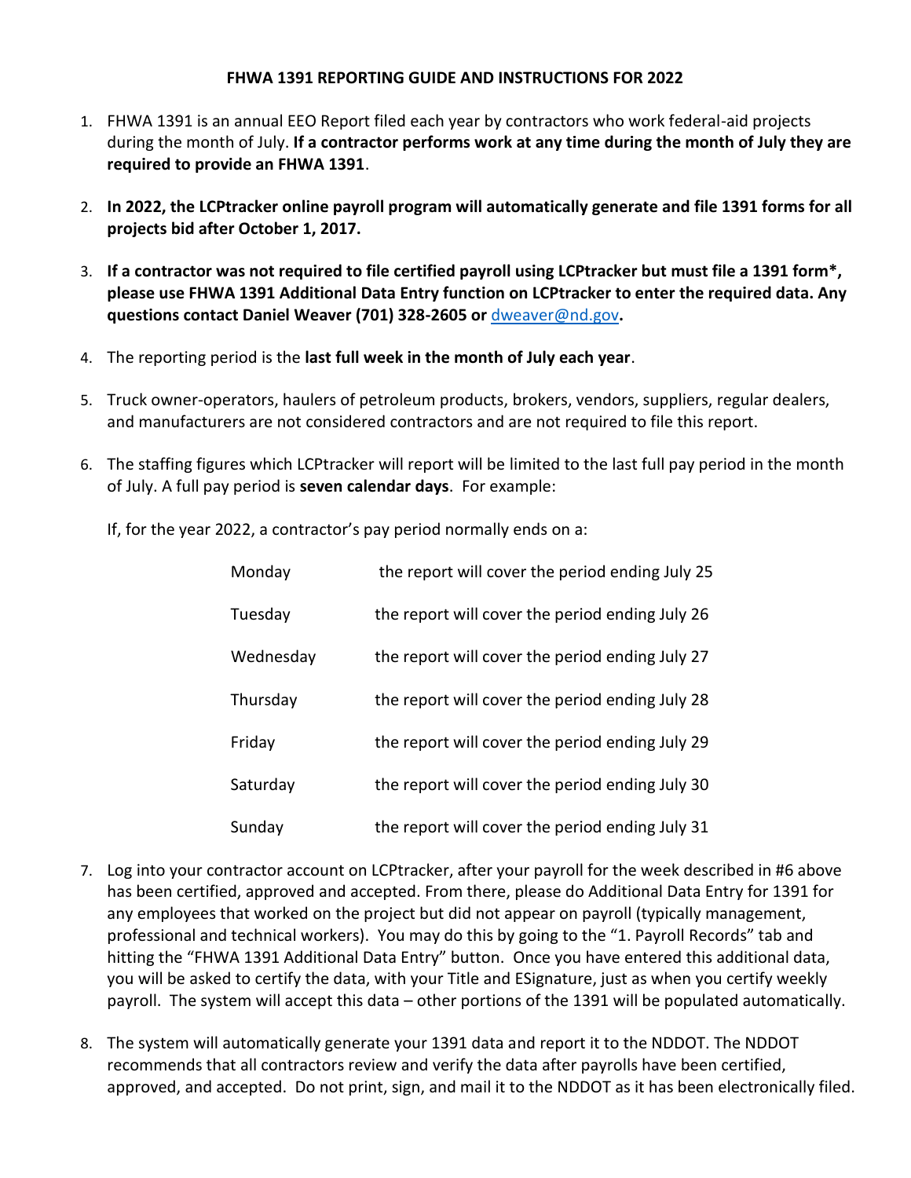# FHWA 1391 REPORTING GUIDE AND INSTRUCTIONS FOR 2022

1. FHWA 1391 is an annual EEO Report filed each year by contractors who work federal-aid projects during the month of July. **If a contractor performs work at any time during the month of July they are required to provide an FHWA 1391**.

2. **In 2022, the LCPtracker online payroll program will automatically generate and file 1391 forms for all projects bid after October 1, 2017.**

3. **If a contractor was not required to file certified payroll using LCPtracker but must file a 1391 form*, please use FHWA 1391 Additional Data Entry function on LCPtracker to enter the required data. Any questions contact Daniel Weaver (701) 328-2605 or** [dweaver@nd.gov](mailto:dweaver@nd.gov)**.**

4. The reporting period is the **last full week in the month of July each year**.

5. Truck owner-operators, haulers of petroleum products, brokers, vendors, suppliers, regular dealers, and manufacturers are not considered contractors and are not required to file this report.

6. The staffing figures which LCPtracker will report will be limited to the last full pay period in the month of July. A full pay period is **seven calendar days**. For example:

   If, for the year 2022, a contractor's pay period normally ends on a:

   | | |
   |---|---|
   | Monday | the report will cover the period ending July 25 |
   | Tuesday | the report will cover the period ending July 26 |
   | Wednesday | the report will cover the period ending July 27 |
   | Thursday | the report will cover the period ending July 28 |
   | Friday | the report will cover the period ending July 29 |
   | Saturday | the report will cover the period ending July 30 |
   | Sunday | the report will cover the period ending July 31 |

7. Log into your contractor account on LCPtracker, after your payroll for the week described in #6 above has been certified, approved and accepted. From there, please do Additional Data Entry for 1391 for any employees that worked on the project but did not appear on payroll (typically management, professional and technical workers). You may do this by going to the "1. Payroll Records" tab and hitting the "FHWA 1391 Additional Data Entry" button. Once you have entered this additional data, you will be asked to certify the data, with your Title and ESignature, just as when you certify weekly payroll. The system will accept this data – other portions of the 1391 will be populated automatically.

8. The system will automatically generate your 1391 data and report it to the NDDOT. The NDDOT recommends that all contractors review and verify the data after payrolls have been certified, approved, and accepted. Do not print, sign, and mail it to the NDDOT as it has been electronically filed.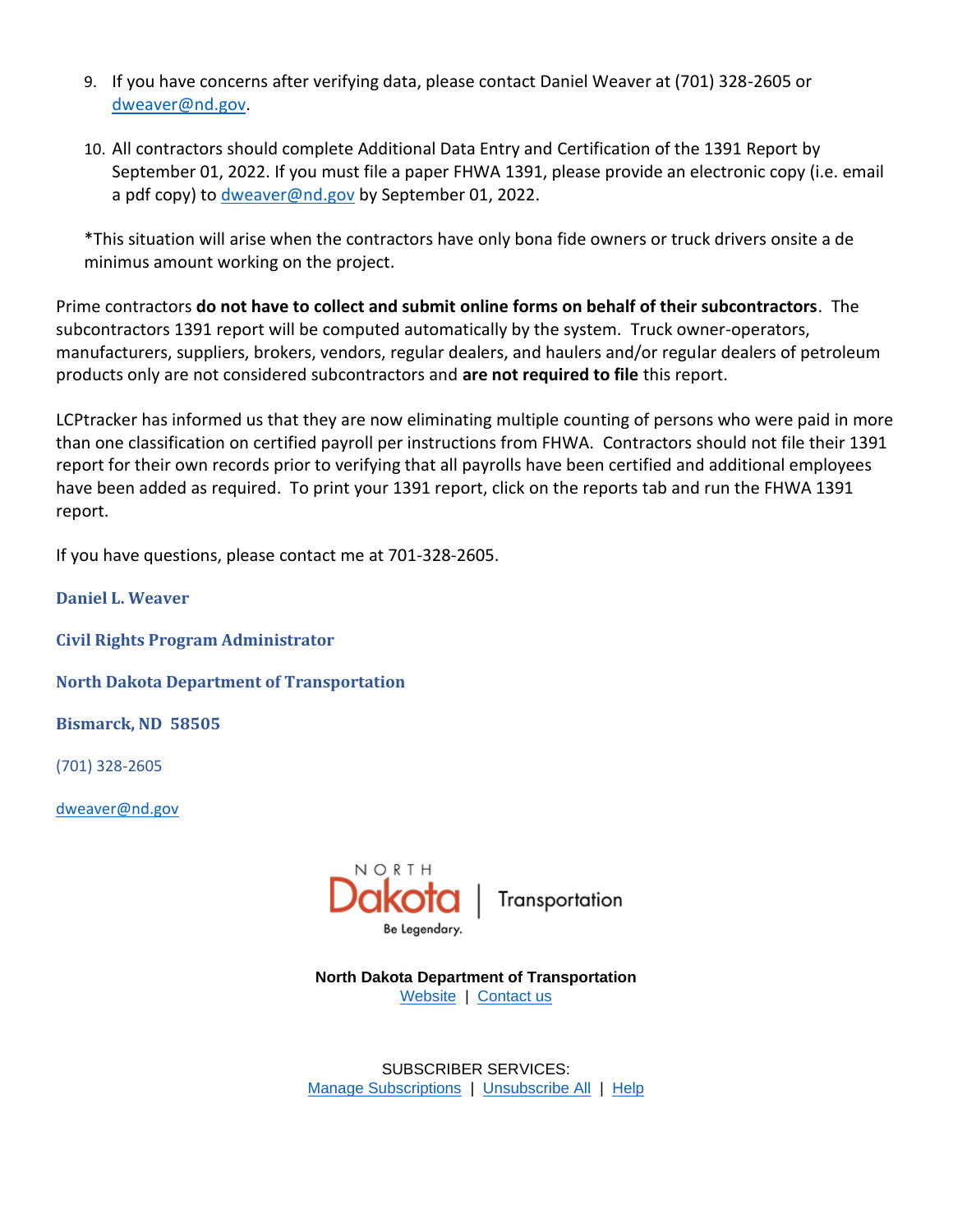9. If you have concerns after verifying data, please contact Daniel Weaver at (701) 328-2605 or [dweaver@nd.gov](mailto:dweaver@nd.gov).

10. All contractors should complete Additional Data Entry and Certification of the 1391 Report by September 01, 2022. If you must file a paper FHWA 1391, please provide an electronic copy (i.e. email a pdf copy) to [dweaver@nd.gov](mailto:dweaver@nd.gov) by September 01, 2022.

*This situation will arise when the contractors have only bona fide owners or truck drivers onsite a de minimus amount working on the project.

Prime contractors **do not have to collect and submit online forms on behalf of their subcontractors**. The subcontractors 1391 report will be computed automatically by the system. Truck owner-operators, manufacturers, suppliers, brokers, vendors, regular dealers, and haulers and/or regular dealers of petroleum products only are not considered subcontractors and **are not required to file** this report.

LCPtracker has informed us that they are now eliminating multiple counting of persons who were paid in more than one classification on certified payroll per instructions from FHWA. Contractors should not file their 1391 report for their own records prior to verifying that all payrolls have been certified and additional employees have been added as required. To print your 1391 report, click on the reports tab and run the FHWA 1391 report.

If you have questions, please contact me at 701-328-2605.

**Daniel L. Weaver**

**Civil Rights Program Administrator**

**North Dakota Department of Transportation**

**Bismarck, ND 58505**

(701) 328-2605

[dweaver@nd.gov](mailto:dweaver@nd.gov)

NORTH Dakota | Transportation
Be Legendary.

**North Dakota Department of Transportation**
Website | Contact us

SUBSCRIBER SERVICES:
Manage Subscriptions | Unsubscribe All | Help